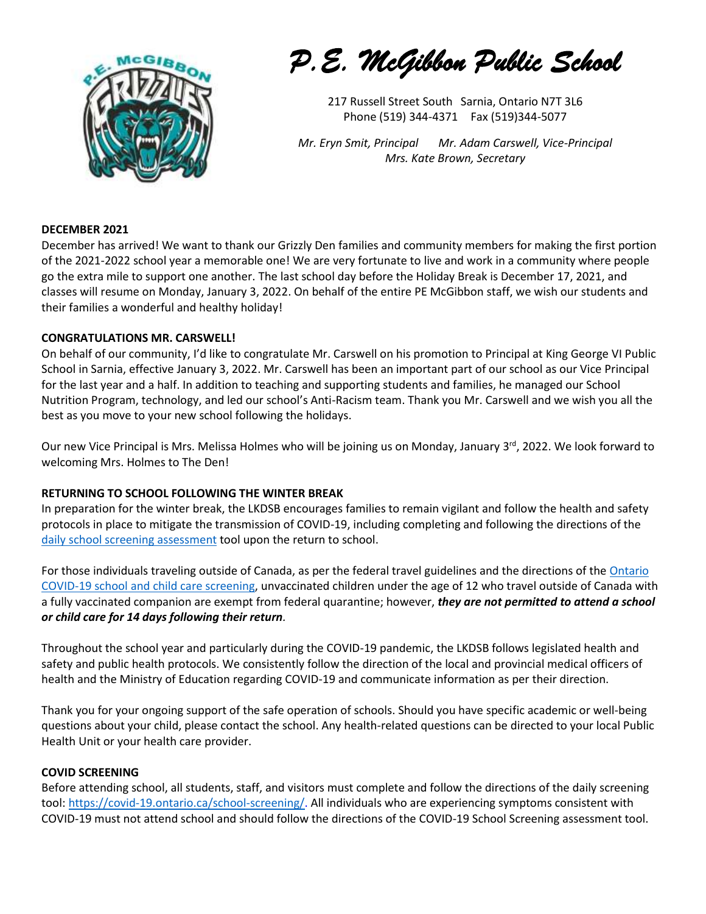# P.E. McGibbon Public School

217 Russell Street South Sarnia, Ontario N7T 3L6
Phone (519) 344-4371 Fax (519)344-5077

*Mr. Eryn Smit, Principal Mr. Adam Carswell, Vice-Principal*
*Mrs. Kate Brown, Secretary*

**DECEMBER 2021**

December has arrived! We want to thank our Grizzly Den families and community members for making the first portion of the 2021-2022 school year a memorable one! We are very fortunate to live and work in a community where people go the extra mile to support one another. The last school day before the Holiday Break is December 17, 2021, and classes will resume on Monday, January 3, 2022. On behalf of the entire PE McGibbon staff, we wish our students and their families a wonderful and healthy holiday!

**CONGRATULATIONS MR. CARSWELL!**

On behalf of our community, I'd like to congratulate Mr. Carswell on his promotion to Principal at King George VI Public School in Sarnia, effective January 3, 2022. Mr. Carswell has been an important part of our school as our Vice Principal for the last year and a half. In addition to teaching and supporting students and families, he managed our School Nutrition Program, technology, and led our school's Anti-Racism team. Thank you Mr. Carswell and we wish you all the best as you move to your new school following the holidays.

Our new Vice Principal is Mrs. Melissa Holmes who will be joining us on Monday, January 3rd, 2022. We look forward to welcoming Mrs. Holmes to The Den!

**RETURNING TO SCHOOL FOLLOWING THE WINTER BREAK**

In preparation for the winter break, the LKDSB encourages families to remain vigilant and follow the health and safety protocols in place to mitigate the transmission of COVID-19, including completing and following the directions of the daily school screening assessment tool upon the return to school.

For those individuals traveling outside of Canada, as per the federal travel guidelines and the directions of the Ontario COVID-19 school and child care screening, unvaccinated children under the age of 12 who travel outside of Canada with a fully vaccinated companion are exempt from federal quarantine; however, ***they are not permitted to attend a school or child care for 14 days following their return***.

Throughout the school year and particularly during the COVID-19 pandemic, the LKDSB follows legislated health and safety and public health protocols. We consistently follow the direction of the local and provincial medical officers of health and the Ministry of Education regarding COVID-19 and communicate information as per their direction.

Thank you for your ongoing support of the safe operation of schools. Should you have specific academic or well-being questions about your child, please contact the school. Any health-related questions can be directed to your local Public Health Unit or your health care provider.

**COVID SCREENING**

Before attending school, all students, staff, and visitors must complete and follow the directions of the daily screening tool: https://covid-19.ontario.ca/school-screening/. All individuals who are experiencing symptoms consistent with COVID-19 must not attend school and should follow the directions of the COVID-19 School Screening assessment tool.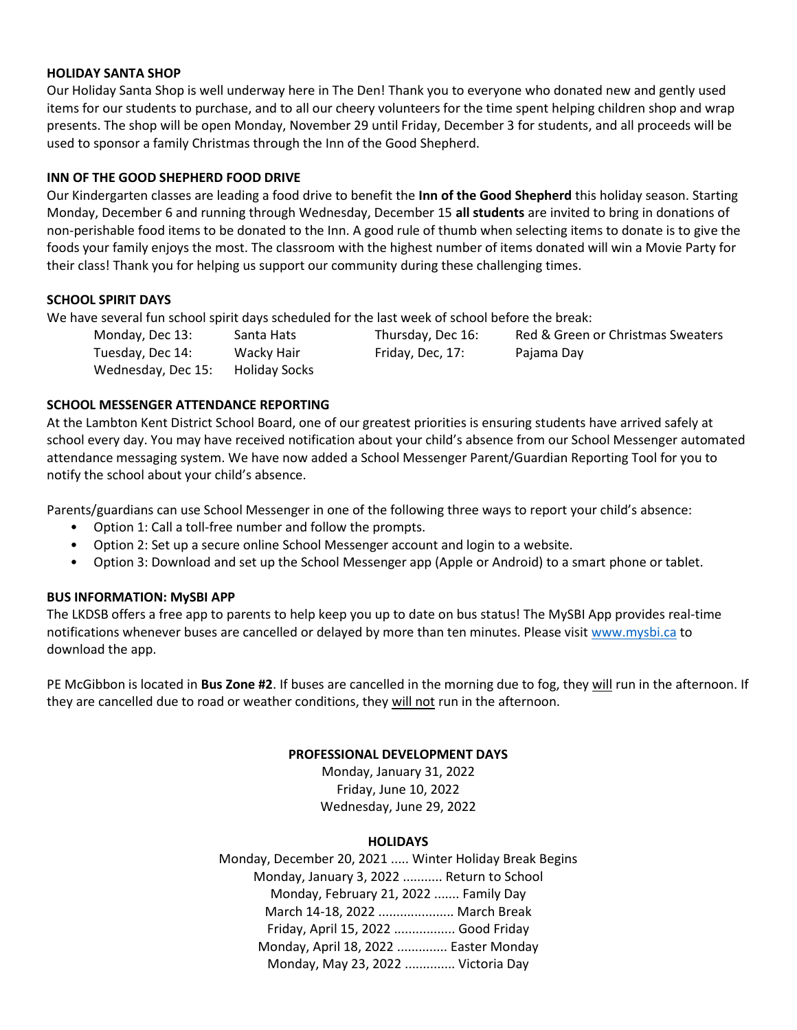**HOLIDAY SANTA SHOP**

Our Holiday Santa Shop is well underway here in The Den! Thank you to everyone who donated new and gently used items for our students to purchase, and to all our cheery volunteers for the time spent helping children shop and wrap presents. The shop will be open Monday, November 29 until Friday, December 3 for students, and all proceeds will be used to sponsor a family Christmas through the Inn of the Good Shepherd.

**INN OF THE GOOD SHEPHERD FOOD DRIVE**

Our Kindergarten classes are leading a food drive to benefit the **Inn of the Good Shepherd** this holiday season. Starting Monday, December 6 and running through Wednesday, December 15 **all students** are invited to bring in donations of non-perishable food items to be donated to the Inn. A good rule of thumb when selecting items to donate is to give the foods your family enjoys the most. The classroom with the highest number of items donated will win a Movie Party for their class! Thank you for helping us support our community during these challenging times.

**SCHOOL SPIRIT DAYS**

We have several fun school spirit days scheduled for the last week of school before the break:

| | | | |
|---|---|---|---|
| Monday, Dec 13: | Santa Hats | Thursday, Dec 16: | Red & Green or Christmas Sweaters |
| Tuesday, Dec 14: | Wacky Hair | Friday, Dec, 17: | Pajama Day |
| Wednesday, Dec 15: | Holiday Socks | | |

**SCHOOL MESSENGER ATTENDANCE REPORTING**

At the Lambton Kent District School Board, one of our greatest priorities is ensuring students have arrived safely at school every day. You may have received notification about your child's absence from our School Messenger automated attendance messaging system. We have now added a School Messenger Parent/Guardian Reporting Tool for you to notify the school about your child's absence.

Parents/guardians can use School Messenger in one of the following three ways to report your child's absence:

- Option 1: Call a toll-free number and follow the prompts.
- Option 2: Set up a secure online School Messenger account and login to a website.
- Option 3: Download and set up the School Messenger app (Apple or Android) to a smart phone or tablet.

**BUS INFORMATION: MySBI APP**

The LKDSB offers a free app to parents to help keep you up to date on bus status! The MySBI App provides real-time notifications whenever buses are cancelled or delayed by more than ten minutes. Please visit www.mysbi.ca to download the app.

PE McGibbon is located in **Bus Zone #2**. If buses are cancelled in the morning due to fog, they will run in the afternoon. If they are cancelled due to road or weather conditions, they will not run in the afternoon.

**PROFESSIONAL DEVELOPMENT DAYS**

Monday, January 31, 2022
Friday, June 10, 2022
Wednesday, June 29, 2022

**HOLIDAYS**

Monday, December 20, 2021 ..... Winter Holiday Break Begins
Monday, January 3, 2022 ........... Return to School
Monday, February 21, 2022 ....... Family Day
March 14-18, 2022 ..................... March Break
Friday, April 15, 2022 ................. Good Friday
Monday, April 18, 2022 .............. Easter Monday
Monday, May 23, 2022 .............. Victoria Day